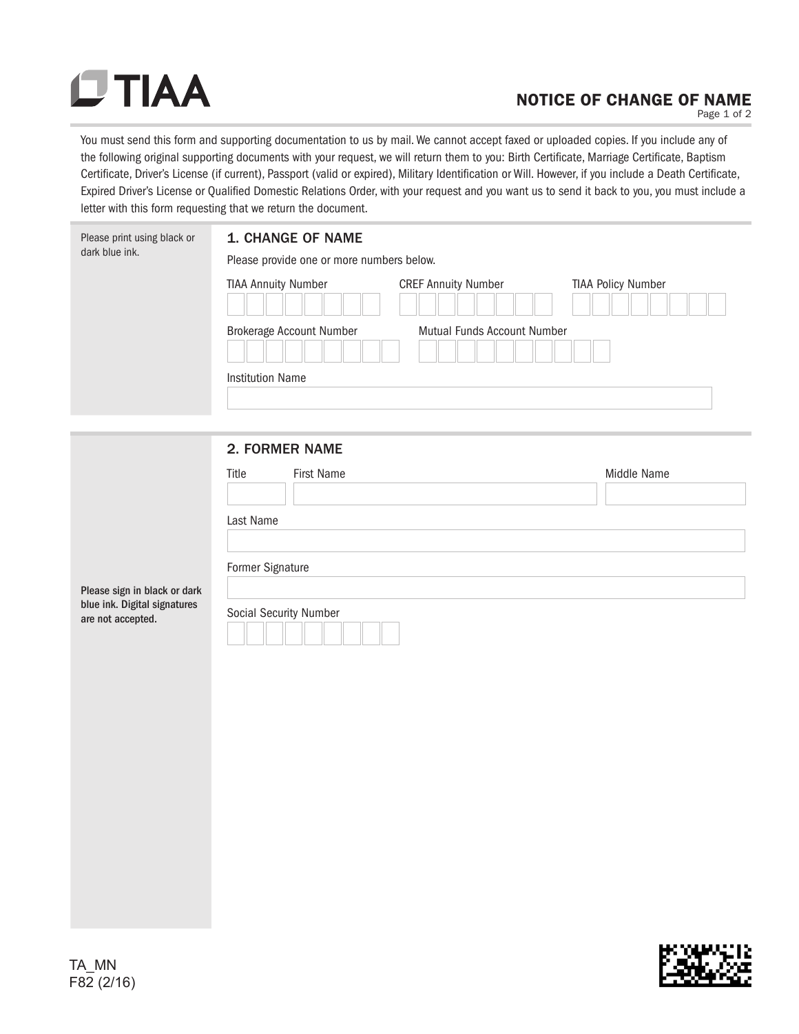TIAA

# NOTICE OF CHANGE OF NAME

You must send this form and supporting documentation to us by mail. We cannot accept faxed or uploaded copies. If you include any of the following original supporting documents with your request, we will return them to you: Birth Certificate, Marriage Certificate, Baptism Certificate, Driver's License (if current), Passport (valid or expired), Military Identification or Will. However, if you include a Death Certificate, Expired Driver's License or Qualified Domestic Relations Order, with your request and you want us to send it back to you, you must include a letter with this form requesting that we return the document.

Please print using black or dark blue ink.

## 1. CHANGE OF NAME

Please provide one or more numbers below.

TIAA Annuity Number

CREF Annuity Number

TIAA Policy Number

Brokerage Account Number

Mutual Funds Account Number

Institution Name

## 2. FORMER NAME

Title

First Name

Middle Name

Last Name

Former Signature

**Please sign in black or dark blue ink. Digital signatures are not accepted.**

Social Security Number

TA_MN
F82 (2/16)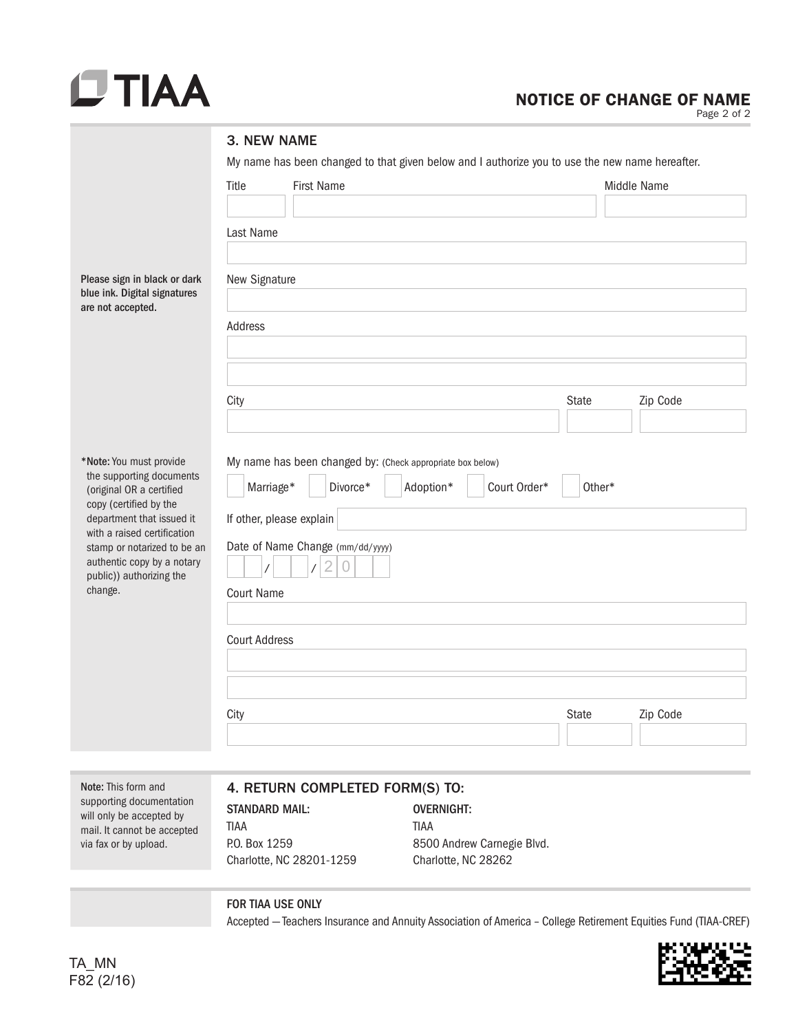# TIAA

## NOTICE OF CHANGE OF NAME

### 3. NEW NAME

My name has been changed to that given below and I authorize you to use the new name hereafter.

Title

First Name

Middle Name

Last Name

Please sign in black or dark blue ink. Digital signatures are not accepted.

New Signature

Address

City

State

Zip Code

*Note: You must provide the supporting documents (original OR a certified copy (certified by the department that issued it with a raised certification stamp or notarized to be an authentic copy by a notary public)) authorizing the change.

My name has been changed by: (Check appropriate box below)

☐ Marriage* ☐ Divorce* ☐ Adoption* ☐ Court Order* ☐ Other*

If other, please explain

Date of Name Change (mm/dd/yyyy)

__ __ / __ __ / 2 0 __ __

Court Name

Court Address

City

State

Zip Code

### 4. RETURN COMPLETED FORM(S) TO:

Note: This form and supporting documentation will only be accepted by mail. It cannot be accepted via fax or by upload.

**STANDARD MAIL:**
TIAA
P.O. Box 1259
Charlotte, NC 28201-1259

**OVERNIGHT:**
TIAA
8500 Andrew Carnegie Blvd.
Charlotte, NC 28262

**FOR TIAA USE ONLY**

Accepted — Teachers Insurance and Annuity Association of America – College Retirement Equities Fund (TIAA-CREF)

TA_MN
F82 (2/16)